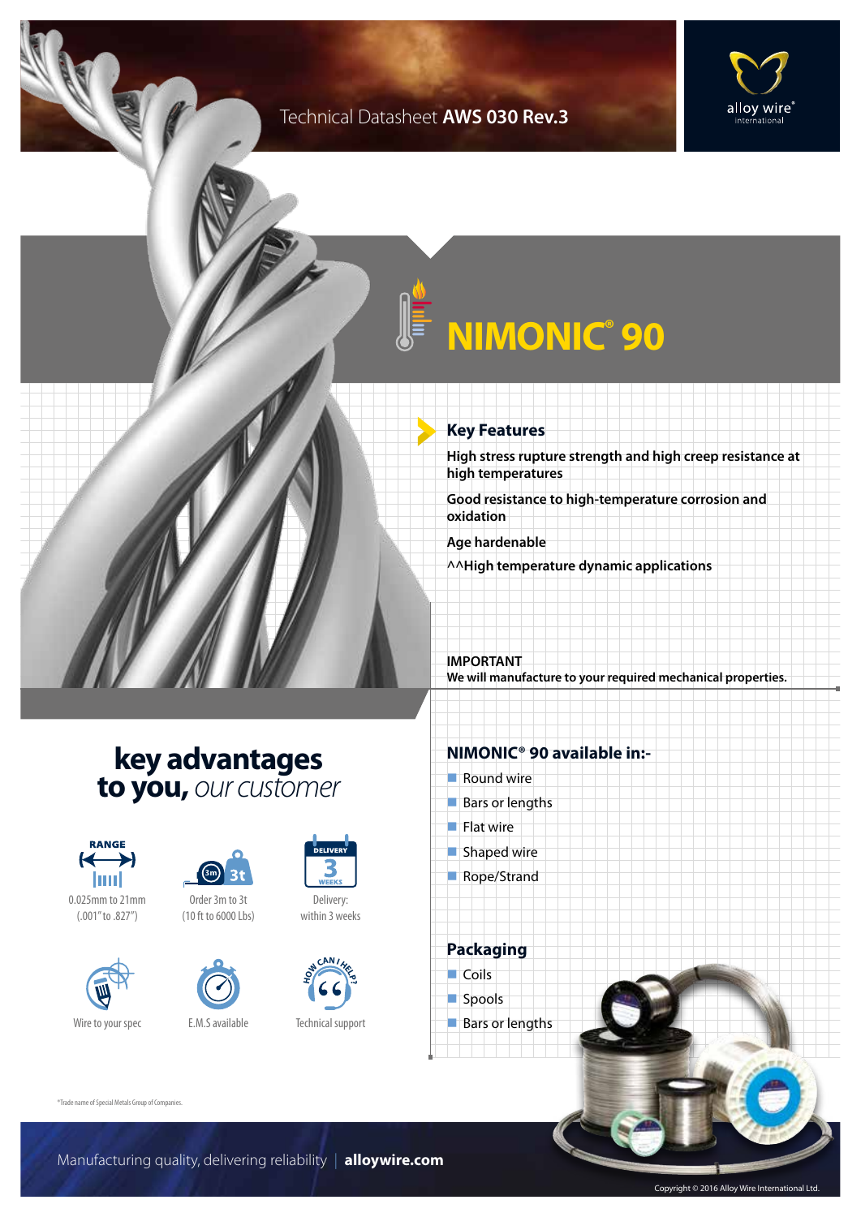Technical Datasheet **AWS 030 Rev.3**

alloy wire® international

# NIMONIC® 90

## Key Features

**High stress rupture strength and high creep resistance at high temperatures**

**Good resistance to high-temperature corrosion and oxidation**

**Age hardenable**

**^^High temperature dynamic applications**

**IMPORTANT**
**We will manufacture to your required mechanical properties.**

## key advantages to you, *our customer*

- RANGE: 0.025mm to 21mm (.001" to .827")
- Order 3m to 3t (10 ft to 6000 Lbs)
- Delivery: within 3 weeks
- Wire to your spec
- E.M.S available
- Technical support

## NIMONIC® 90 available in:-

- Round wire
- Bars or lengths
- Flat wire
- Shaped wire
- Rope/Strand

## Packaging

- Coils
- Spools
- Bars or lengths

*Trade name of Special Metals Group of Companies.

Manufacturing quality, delivering reliability | **alloywire.com**

Copyright © 2016 Alloy Wire International Ltd.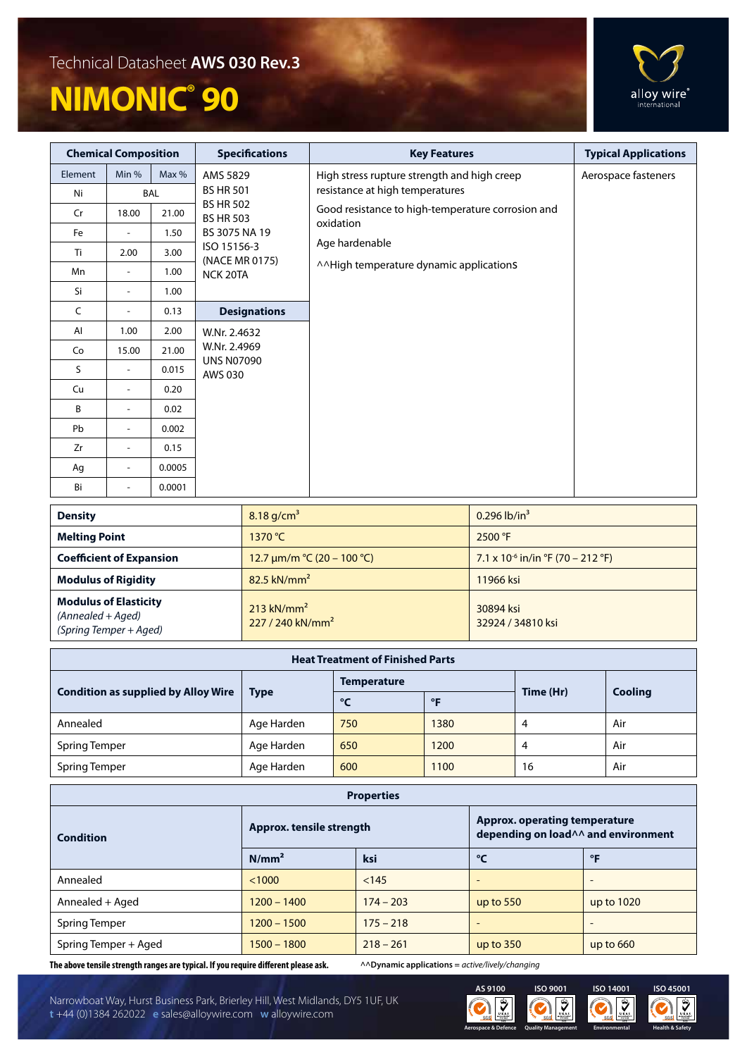Technical Datasheet **AWS 030 Rev.3**

# NIMONIC® 90

| Chemical Composition | | | Specifications | Key Features | Typical Applications |
|---|---|---|---|---|---|
| Element | Min % | Max % | AMS 5829<br>BS HR 501<br>BS HR 502<br>BS HR 503<br>BS 3075 NA 19<br>ISO 15156-3 (NACE MR 0175)<br>NCK 20TA | High stress rupture strength and high creep resistance at high temperatures<br><br>Good resistance to high-temperature corrosion and oxidation<br><br>Age hardenable<br><br>^^High temperature dynamic applications | Aerospace fasteners |
| Ni | BAL | | | | |
| Cr | 18.00 | 21.00 | | | |
| Fe | - | 1.50 | | | |
| Ti | 2.00 | 3.00 | | | |
| Mn | - | 1.00 | | | |
| Si | - | 1.00 | | | |
| C | - | 0.13 | **Designations** | | |
| Al | 1.00 | 2.00 | W.Nr. 2.4632<br>W.Nr. 2.4969<br>UNS N07090<br>AWS 030 | | |
| Co | 15.00 | 21.00 | | | |
| S | - | 0.015 | | | |
| Cu | - | 0.20 | | | |
| B | - | 0.02 | | | |
| Pb | - | 0.002 | | | |
| Zr | - | 0.15 | | | |
| Ag | - | 0.0005 | | | |
| Bi | - | 0.0001 | | | |

| | | |
|---|---|---|
| **Density** | 8.18 g/cm³ | 0.296 lb/in³ |
| **Melting Point** | 1370 °C | 2500 °F |
| **Coefficient of Expansion** | 12.7 μm/m °C (20 – 100 °C) | 7.1 x $10^{-6}$ in/in °F (70 – 212 °F) |
| **Modulus of Rigidity** | 82.5 kN/mm² | 11966 ksi |
| **Modulus of Elasticity**<br>*(Annealed + Aged)*<br>*(Spring Temper + Aged)* | 213 kN/mm²<br>227 / 240 kN/mm² | 30894 ksi<br>32924 / 34810 ksi |

**Heat Treatment of Finished Parts**

| Condition as supplied by Alloy Wire | Type | Temperature | | Time (Hr) | Cooling |
|---|---|---|---|---|---|
| | | °C | °F | | |
| Annealed | Age Harden | 750 | 1380 | 4 | Air |
| Spring Temper | Age Harden | 650 | 1200 | 4 | Air |
| Spring Temper | Age Harden | 600 | 1100 | 16 | Air |

**Properties**

| Condition | Approx. tensile strength | | Approx. operating temperature depending on load^^ and environment | |
|---|---|---|---|---|
| | N/mm² | ksi | °C | °F |
| Annealed | <1000 | <145 | - | - |
| Annealed + Aged | 1200 – 1400 | 174 – 203 | up to 550 | up to 1020 |
| Spring Temper | 1200 – 1500 | 175 – 218 | - | - |
| Spring Temper + Aged | 1500 – 1800 | 218 – 261 | up to 350 | up to 660 |

**The above tensile strength ranges are typical. If you require different please ask.**

**^^Dynamic applications** = *active/lively/changing*

Narrowboat Way, Hurst Business Park, Brierley Hill, West Midlands, DY5 1UF, UK
**t** +44 (0)1384 262022 **e** sales@alloywire.com **w** alloywire.com

AS 9100 Aerospace & Defence | ISO 9001 Quality Management | ISO 14001 Environmental | ISO 45001 Health & Safety